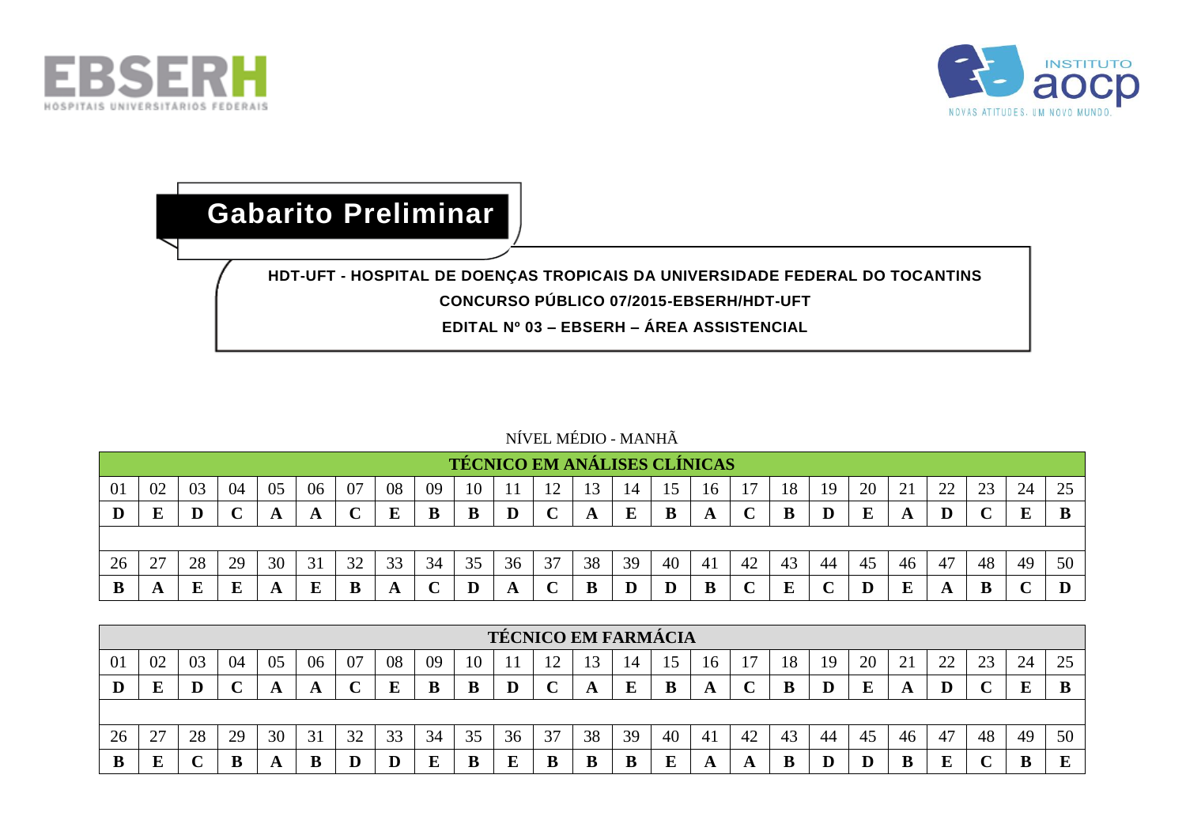# Gabarito Preliminar

**HDT-UFT - HOSPITAL DE DOENÇAS TROPICAIS DA UNIVERSIDADE FEDERAL DO TOCANTINS**

**CONCURSO PÚBLICO 07/2015-EBSERH/HDT-UFT**

**EDITAL Nº 03 – EBSERH – ÁREA ASSISTENCIAL**

NÍVEL MÉDIO - MANHÃ

**TÉCNICO EM ANÁLISES CLÍNICAS**

| 01 | 02 | 03 | 04 | 05 | 06 | 07 | 08 | 09 | 10 | 11 | 12 | 13 | 14 | 15 | 16 | 17 | 18 | 19 | 20 | 21 | 22 | 23 | 24 | 25 |
|---|---|---|---|---|---|---|---|---|---|---|---|---|---|---|---|---|---|---|---|---|---|---|---|---|
| **D** | **E** | **D** | **C** | **A** | **A** | **C** | **E** | **B** | **B** | **D** | **C** | **A** | **E** | **B** | **A** | **C** | **B** | **D** | **E** | **A** | **D** | **C** | **E** | **B** |

| 26 | 27 | 28 | 29 | 30 | 31 | 32 | 33 | 34 | 35 | 36 | 37 | 38 | 39 | 40 | 41 | 42 | 43 | 44 | 45 | 46 | 47 | 48 | 49 | 50 |
|---|---|---|---|---|---|---|---|---|---|---|---|---|---|---|---|---|---|---|---|---|---|---|---|---|
| **B** | **A** | **E** | **E** | **A** | **E** | **B** | **A** | **C** | **D** | **A** | **C** | **B** | **D** | **D** | **B** | **C** | **E** | **C** | **D** | **E** | **A** | **B** | **C** | **D** |

**TÉCNICO EM FARMÁCIA**

| 01 | 02 | 03 | 04 | 05 | 06 | 07 | 08 | 09 | 10 | 11 | 12 | 13 | 14 | 15 | 16 | 17 | 18 | 19 | 20 | 21 | 22 | 23 | 24 | 25 |
|---|---|---|---|---|---|---|---|---|---|---|---|---|---|---|---|---|---|---|---|---|---|---|---|---|
| **D** | **E** | **D** | **C** | **A** | **A** | **C** | **E** | **B** | **B** | **D** | **C** | **A** | **E** | **B** | **A** | **C** | **B** | **D** | **E** | **A** | **D** | **C** | **E** | **B** |

| 26 | 27 | 28 | 29 | 30 | 31 | 32 | 33 | 34 | 35 | 36 | 37 | 38 | 39 | 40 | 41 | 42 | 43 | 44 | 45 | 46 | 47 | 48 | 49 | 50 |
|---|---|---|---|---|---|---|---|---|---|---|---|---|---|---|---|---|---|---|---|---|---|---|---|---|
| **B** | **E** | **C** | **B** | **A** | **B** | **D** | **D** | **E** | **B** | **E** | **B** | **B** | **B** | **E** | **A** | **A** | **B** | **D** | **D** | **B** | **E** | **C** | **B** | **E** |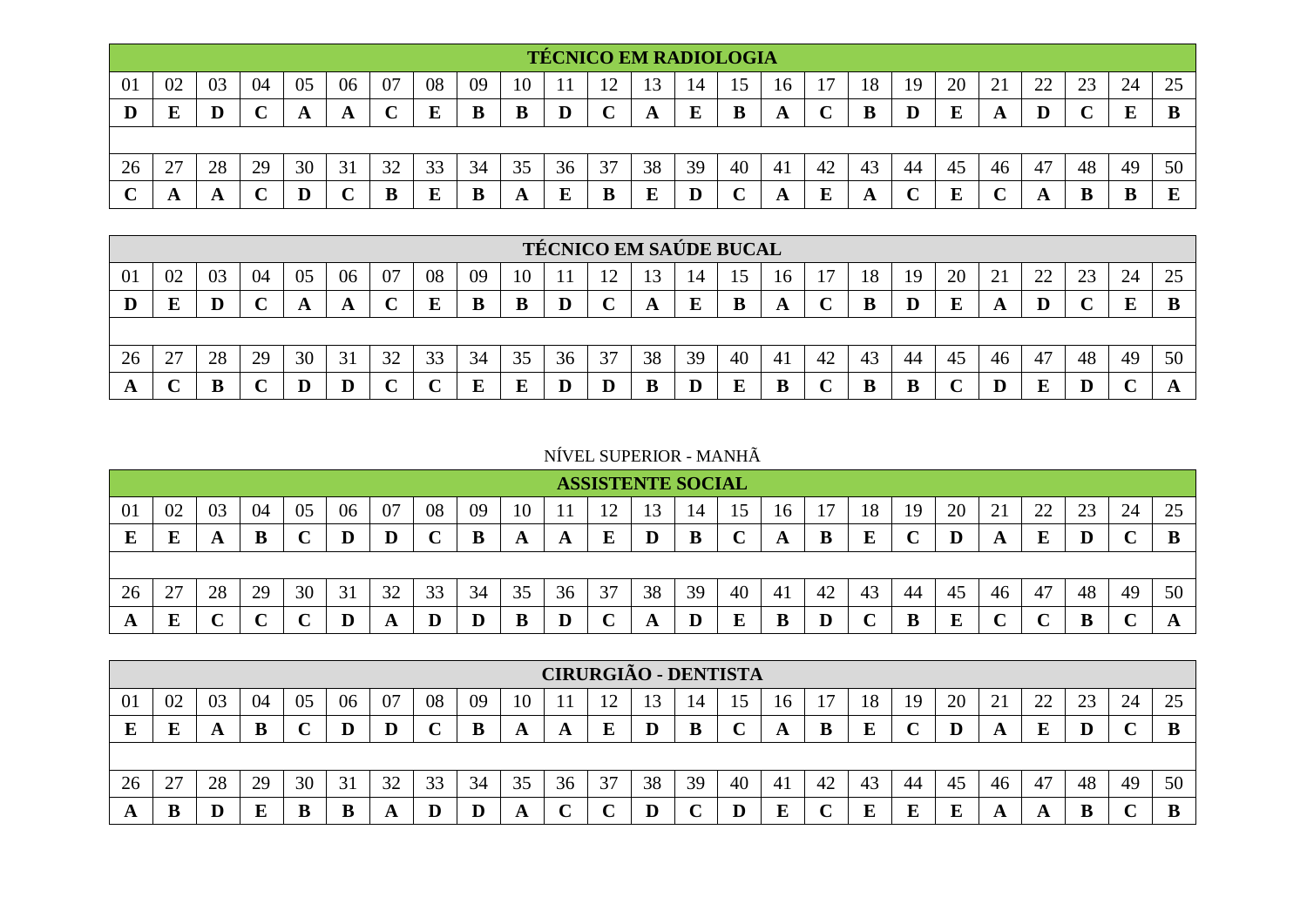| TÉCNICO EM RADIOLOGIA | | | | | | | | | | | | | | | | | | | | | | | | |
|---|---|---|---|---|---|---|---|---|---|---|---|---|---|---|---|---|---|---|---|---|---|---|---|---|
| 01 | 02 | 03 | 04 | 05 | 06 | 07 | 08 | 09 | 10 | 11 | 12 | 13 | 14 | 15 | 16 | 17 | 18 | 19 | 20 | 21 | 22 | 23 | 24 | 25 |
| **D** | **E** | **D** | **C** | **A** | **A** | **C** | **E** | **B** | **B** | **D** | **C** | **A** | **E** | **B** | **A** | **C** | **B** | **D** | **E** | **A** | **D** | **C** | **E** | **B** |
| | | | | | | | | | | | | | | | | | | | | | | | | |
| 26 | 27 | 28 | 29 | 30 | 31 | 32 | 33 | 34 | 35 | 36 | 37 | 38 | 39 | 40 | 41 | 42 | 43 | 44 | 45 | 46 | 47 | 48 | 49 | 50 |
| **C** | **A** | **A** | **C** | **D** | **C** | **B** | **E** | **B** | **A** | **E** | **B** | **E** | **D** | **C** | **A** | **E** | **A** | **C** | **E** | **C** | **A** | **B** | **B** | **E** |

| TÉCNICO EM SAÚDE BUCAL | | | | | | | | | | | | | | | | | | | | | | | | |
|---|---|---|---|---|---|---|---|---|---|---|---|---|---|---|---|---|---|---|---|---|---|---|---|---|
| 01 | 02 | 03 | 04 | 05 | 06 | 07 | 08 | 09 | 10 | 11 | 12 | 13 | 14 | 15 | 16 | 17 | 18 | 19 | 20 | 21 | 22 | 23 | 24 | 25 |
| **D** | **E** | **D** | **C** | **A** | **A** | **C** | **E** | **B** | **B** | **D** | **C** | **A** | **E** | **B** | **A** | **C** | **B** | **D** | **E** | **A** | **D** | **C** | **E** | **B** |
| | | | | | | | | | | | | | | | | | | | | | | | | |
| 26 | 27 | 28 | 29 | 30 | 31 | 32 | 33 | 34 | 35 | 36 | 37 | 38 | 39 | 40 | 41 | 42 | 43 | 44 | 45 | 46 | 47 | 48 | 49 | 50 |
| **A** | **C** | **B** | **C** | **D** | **D** | **C** | **C** | **E** | **E** | **D** | **D** | **B** | **D** | **E** | **B** | **C** | **B** | **B** | **C** | **D** | **E** | **D** | **C** | **A** |

NÍVEL SUPERIOR - MANHÃ

| ASSISTENTE SOCIAL | | | | | | | | | | | | | | | | | | | | | | | | |
|---|---|---|---|---|---|---|---|---|---|---|---|---|---|---|---|---|---|---|---|---|---|---|---|---|
| 01 | 02 | 03 | 04 | 05 | 06 | 07 | 08 | 09 | 10 | 11 | 12 | 13 | 14 | 15 | 16 | 17 | 18 | 19 | 20 | 21 | 22 | 23 | 24 | 25 |
| **E** | **E** | **A** | **B** | **C** | **D** | **D** | **C** | **B** | **A** | **A** | **E** | **D** | **B** | **C** | **A** | **B** | **E** | **C** | **D** | **A** | **E** | **D** | **C** | **B** |
| | | | | | | | | | | | | | | | | | | | | | | | | |
| 26 | 27 | 28 | 29 | 30 | 31 | 32 | 33 | 34 | 35 | 36 | 37 | 38 | 39 | 40 | 41 | 42 | 43 | 44 | 45 | 46 | 47 | 48 | 49 | 50 |
| **A** | **E** | **C** | **C** | **C** | **D** | **A** | **D** | **D** | **B** | **D** | **C** | **A** | **D** | **E** | **B** | **D** | **C** | **B** | **E** | **C** | **C** | **B** | **C** | **A** |

| CIRURGIÃO - DENTISTA | | | | | | | | | | | | | | | | | | | | | | | | |
|---|---|---|---|---|---|---|---|---|---|---|---|---|---|---|---|---|---|---|---|---|---|---|---|---|
| 01 | 02 | 03 | 04 | 05 | 06 | 07 | 08 | 09 | 10 | 11 | 12 | 13 | 14 | 15 | 16 | 17 | 18 | 19 | 20 | 21 | 22 | 23 | 24 | 25 |
| **E** | **E** | **A** | **B** | **C** | **D** | **D** | **C** | **B** | **A** | **A** | **E** | **D** | **B** | **C** | **A** | **B** | **E** | **C** | **D** | **A** | **E** | **D** | **C** | **B** |
| | | | | | | | | | | | | | | | | | | | | | | | | |
| 26 | 27 | 28 | 29 | 30 | 31 | 32 | 33 | 34 | 35 | 36 | 37 | 38 | 39 | 40 | 41 | 42 | 43 | 44 | 45 | 46 | 47 | 48 | 49 | 50 |
| **A** | **B** | **D** | **E** | **B** | **B** | **A** | **D** | **D** | **A** | **C** | **C** | **D** | **C** | **D** | **E** | **C** | **E** | **E** | **E** | **A** | **A** | **B** | **C** | **B** |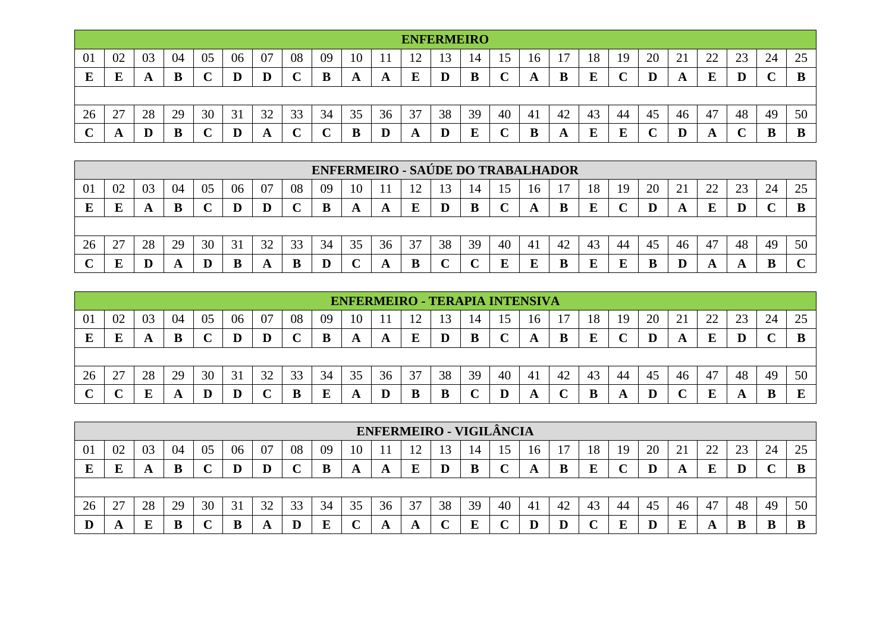| ENFERMEIRO | | | | | | | | | | | | | | | | | | | | | | | | |
|---|---|---|---|---|---|---|---|---|---|---|---|---|---|---|---|---|---|---|---|---|---|---|---|---|
| 01 | 02 | 03 | 04 | 05 | 06 | 07 | 08 | 09 | 10 | 11 | 12 | 13 | 14 | 15 | 16 | 17 | 18 | 19 | 20 | 21 | 22 | 23 | 24 | 25 |
| **E** | **E** | **A** | **B** | **C** | **D** | **D** | **C** | **B** | **A** | **A** | **E** | **D** | **B** | **C** | **A** | **B** | **E** | **C** | **D** | **A** | **E** | **D** | **C** | **B** |
| | | | | | | | | | | | | | | | | | | | | | | | | |
| 26 | 27 | 28 | 29 | 30 | 31 | 32 | 33 | 34 | 35 | 36 | 37 | 38 | 39 | 40 | 41 | 42 | 43 | 44 | 45 | 46 | 47 | 48 | 49 | 50 |
| **C** | **A** | **D** | **B** | **C** | **D** | **A** | **C** | **C** | **B** | **D** | **A** | **D** | **E** | **C** | **B** | **A** | **E** | **E** | **C** | **D** | **A** | **C** | **B** | **B** |

| ENFERMEIRO - SAÚDE DO TRABALHADOR | | | | | | | | | | | | | | | | | | | | | | | | |
|---|---|---|---|---|---|---|---|---|---|---|---|---|---|---|---|---|---|---|---|---|---|---|---|---|
| 01 | 02 | 03 | 04 | 05 | 06 | 07 | 08 | 09 | 10 | 11 | 12 | 13 | 14 | 15 | 16 | 17 | 18 | 19 | 20 | 21 | 22 | 23 | 24 | 25 |
| **E** | **E** | **A** | **B** | **C** | **D** | **D** | **C** | **B** | **A** | **A** | **E** | **D** | **B** | **C** | **A** | **B** | **E** | **C** | **D** | **A** | **E** | **D** | **C** | **B** |
| | | | | | | | | | | | | | | | | | | | | | | | | |
| 26 | 27 | 28 | 29 | 30 | 31 | 32 | 33 | 34 | 35 | 36 | 37 | 38 | 39 | 40 | 41 | 42 | 43 | 44 | 45 | 46 | 47 | 48 | 49 | 50 |
| **C** | **E** | **D** | **A** | **D** | **B** | **A** | **B** | **D** | **C** | **A** | **B** | **C** | **C** | **E** | **E** | **B** | **E** | **E** | **B** | **D** | **A** | **A** | **B** | **C** |

| ENFERMEIRO - TERAPIA INTENSIVA | | | | | | | | | | | | | | | | | | | | | | | | |
|---|---|---|---|---|---|---|---|---|---|---|---|---|---|---|---|---|---|---|---|---|---|---|---|---|
| 01 | 02 | 03 | 04 | 05 | 06 | 07 | 08 | 09 | 10 | 11 | 12 | 13 | 14 | 15 | 16 | 17 | 18 | 19 | 20 | 21 | 22 | 23 | 24 | 25 |
| **E** | **E** | **A** | **B** | **C** | **D** | **D** | **C** | **B** | **A** | **A** | **E** | **D** | **B** | **C** | **A** | **B** | **E** | **C** | **D** | **A** | **E** | **D** | **C** | **B** |
| | | | | | | | | | | | | | | | | | | | | | | | | |
| 26 | 27 | 28 | 29 | 30 | 31 | 32 | 33 | 34 | 35 | 36 | 37 | 38 | 39 | 40 | 41 | 42 | 43 | 44 | 45 | 46 | 47 | 48 | 49 | 50 |
| **C** | **C** | **E** | **A** | **D** | **D** | **C** | **B** | **E** | **A** | **D** | **B** | **B** | **C** | **D** | **A** | **C** | **B** | **A** | **D** | **C** | **E** | **A** | **B** | **E** |

| ENFERMEIRO - VIGILÂNCIA | | | | | | | | | | | | | | | | | | | | | | | | |
|---|---|---|---|---|---|---|---|---|---|---|---|---|---|---|---|---|---|---|---|---|---|---|---|---|
| 01 | 02 | 03 | 04 | 05 | 06 | 07 | 08 | 09 | 10 | 11 | 12 | 13 | 14 | 15 | 16 | 17 | 18 | 19 | 20 | 21 | 22 | 23 | 24 | 25 |
| **E** | **E** | **A** | **B** | **C** | **D** | **D** | **C** | **B** | **A** | **A** | **E** | **D** | **B** | **C** | **A** | **B** | **E** | **C** | **D** | **A** | **E** | **D** | **C** | **B** |
| | | | | | | | | | | | | | | | | | | | | | | | | |
| 26 | 27 | 28 | 29 | 30 | 31 | 32 | 33 | 34 | 35 | 36 | 37 | 38 | 39 | 40 | 41 | 42 | 43 | 44 | 45 | 46 | 47 | 48 | 49 | 50 |
| **D** | **A** | **E** | **B** | **C** | **B** | **A** | **D** | **E** | **C** | **A** | **A** | **C** | **E** | **C** | **D** | **D** | **C** | **E** | **D** | **E** | **A** | **B** | **B** | **B** |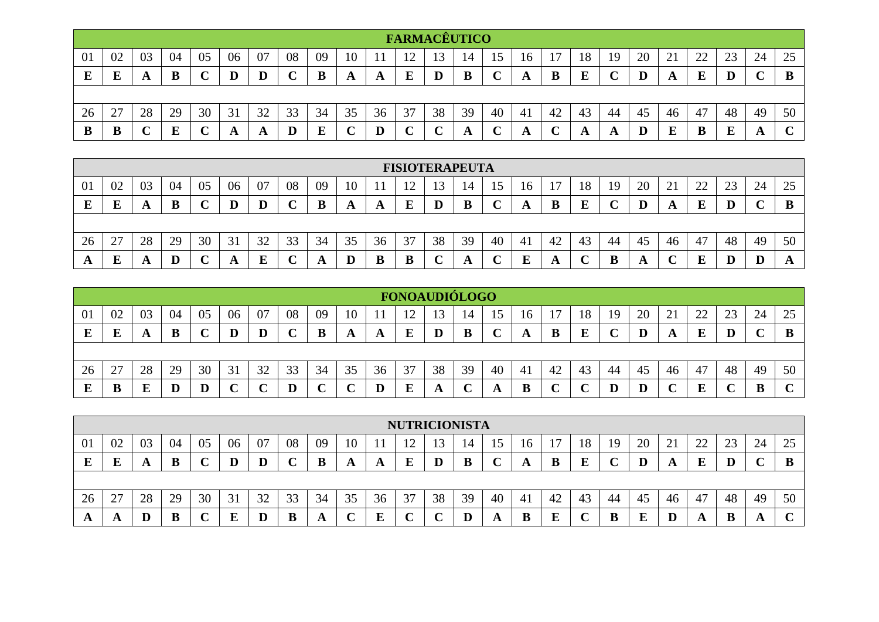| FARMACÊUTICO | | | | | | | | | | | | | | | | | | | | | | | | |
|---|---|---|---|---|---|---|---|---|---|---|---|---|---|---|---|---|---|---|---|---|---|---|---|---|
| 01 | 02 | 03 | 04 | 05 | 06 | 07 | 08 | 09 | 10 | 11 | 12 | 13 | 14 | 15 | 16 | 17 | 18 | 19 | 20 | 21 | 22 | 23 | 24 | 25 |
| **E** | **E** | **A** | **B** | **C** | **D** | **D** | **C** | **B** | **A** | **A** | **E** | **D** | **B** | **C** | **A** | **B** | **E** | **C** | **D** | **A** | **E** | **D** | **C** | **B** |
| 26 | 27 | 28 | 29 | 30 | 31 | 32 | 33 | 34 | 35 | 36 | 37 | 38 | 39 | 40 | 41 | 42 | 43 | 44 | 45 | 46 | 47 | 48 | 49 | 50 |
| **B** | **B** | **C** | **E** | **C** | **A** | **A** | **D** | **E** | **C** | **D** | **C** | **C** | **A** | **C** | **A** | **C** | **A** | **A** | **D** | **E** | **B** | **E** | **A** | **C** |

| FISIOTERAPEUTA | | | | | | | | | | | | | | | | | | | | | | | | |
|---|---|---|---|---|---|---|---|---|---|---|---|---|---|---|---|---|---|---|---|---|---|---|---|---|
| 01 | 02 | 03 | 04 | 05 | 06 | 07 | 08 | 09 | 10 | 11 | 12 | 13 | 14 | 15 | 16 | 17 | 18 | 19 | 20 | 21 | 22 | 23 | 24 | 25 |
| **E** | **E** | **A** | **B** | **C** | **D** | **D** | **C** | **B** | **A** | **A** | **E** | **D** | **B** | **C** | **A** | **B** | **E** | **C** | **D** | **A** | **E** | **D** | **C** | **B** |
| 26 | 27 | 28 | 29 | 30 | 31 | 32 | 33 | 34 | 35 | 36 | 37 | 38 | 39 | 40 | 41 | 42 | 43 | 44 | 45 | 46 | 47 | 48 | 49 | 50 |
| **A** | **E** | **A** | **D** | **C** | **A** | **E** | **C** | **A** | **D** | **B** | **B** | **C** | **A** | **C** | **E** | **A** | **C** | **B** | **A** | **C** | **E** | **D** | **D** | **A** |

| FONOAUDIÓLOGO | | | | | | | | | | | | | | | | | | | | | | | | |
|---|---|---|---|---|---|---|---|---|---|---|---|---|---|---|---|---|---|---|---|---|---|---|---|---|
| 01 | 02 | 03 | 04 | 05 | 06 | 07 | 08 | 09 | 10 | 11 | 12 | 13 | 14 | 15 | 16 | 17 | 18 | 19 | 20 | 21 | 22 | 23 | 24 | 25 |
| **E** | **E** | **A** | **B** | **C** | **D** | **D** | **C** | **B** | **A** | **A** | **E** | **D** | **B** | **C** | **A** | **B** | **E** | **C** | **D** | **A** | **E** | **D** | **C** | **B** |
| 26 | 27 | 28 | 29 | 30 | 31 | 32 | 33 | 34 | 35 | 36 | 37 | 38 | 39 | 40 | 41 | 42 | 43 | 44 | 45 | 46 | 47 | 48 | 49 | 50 |
| **E** | **B** | **E** | **D** | **D** | **C** | **C** | **D** | **C** | **C** | **D** | **E** | **A** | **C** | **A** | **B** | **C** | **C** | **D** | **D** | **C** | **E** | **C** | **B** | **C** |

| NUTRICIONISTA | | | | | | | | | | | | | | | | | | | | | | | | |
|---|---|---|---|---|---|---|---|---|---|---|---|---|---|---|---|---|---|---|---|---|---|---|---|---|
| 01 | 02 | 03 | 04 | 05 | 06 | 07 | 08 | 09 | 10 | 11 | 12 | 13 | 14 | 15 | 16 | 17 | 18 | 19 | 20 | 21 | 22 | 23 | 24 | 25 |
| **E** | **E** | **A** | **B** | **C** | **D** | **D** | **C** | **B** | **A** | **A** | **E** | **D** | **B** | **C** | **A** | **B** | **E** | **C** | **D** | **A** | **E** | **D** | **C** | **B** |
| 26 | 27 | 28 | 29 | 30 | 31 | 32 | 33 | 34 | 35 | 36 | 37 | 38 | 39 | 40 | 41 | 42 | 43 | 44 | 45 | 46 | 47 | 48 | 49 | 50 |
| **A** | **A** | **D** | **B** | **C** | **E** | **D** | **B** | **A** | **C** | **E** | **C** | **C** | **D** | **A** | **B** | **E** | **C** | **B** | **E** | **D** | **A** | **B** | **A** | **C** |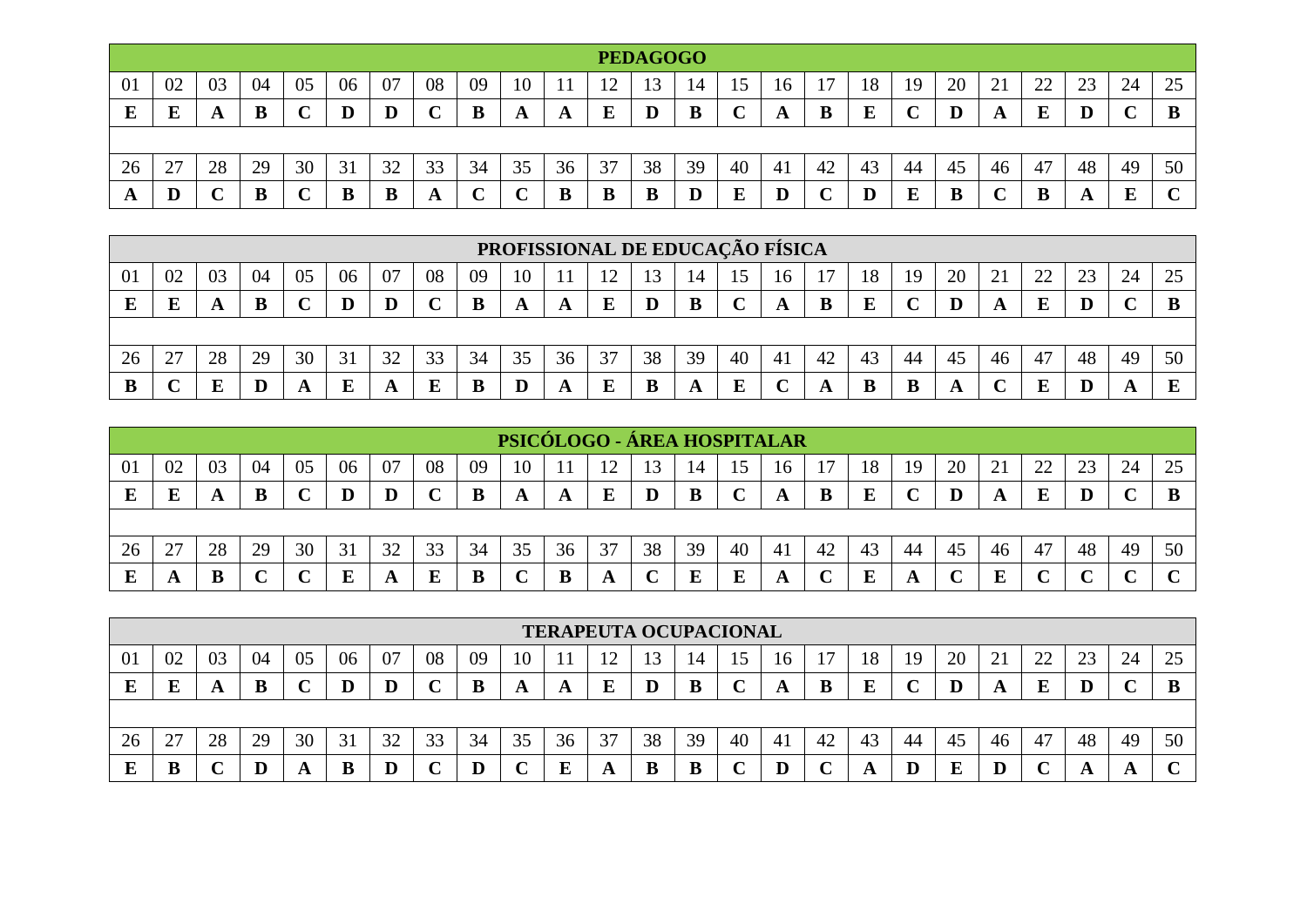| PEDAGOGO | | | | | | | | | | | | | | | | | | | | | | | | |
|---|---|---|---|---|---|---|---|---|---|---|---|---|---|---|---|---|---|---|---|---|---|---|---|---|
| 01 | 02 | 03 | 04 | 05 | 06 | 07 | 08 | 09 | 10 | 11 | 12 | 13 | 14 | 15 | 16 | 17 | 18 | 19 | 20 | 21 | 22 | 23 | 24 | 25 |
| **E** | **E** | **A** | **B** | **C** | **D** | **D** | **C** | **B** | **A** | **A** | **E** | **D** | **B** | **C** | **A** | **B** | **E** | **C** | **D** | **A** | **E** | **D** | **C** | **B** |
| 26 | 27 | 28 | 29 | 30 | 31 | 32 | 33 | 34 | 35 | 36 | 37 | 38 | 39 | 40 | 41 | 42 | 43 | 44 | 45 | 46 | 47 | 48 | 49 | 50 |
| **A** | **D** | **C** | **B** | **C** | **B** | **B** | **A** | **C** | **C** | **B** | **B** | **B** | **D** | **E** | **D** | **C** | **D** | **E** | **B** | **C** | **B** | **A** | **E** | **C** |

| PROFISSIONAL DE EDUCAÇÃO FÍSICA | | | | | | | | | | | | | | | | | | | | | | | | |
|---|---|---|---|---|---|---|---|---|---|---|---|---|---|---|---|---|---|---|---|---|---|---|---|---|
| 01 | 02 | 03 | 04 | 05 | 06 | 07 | 08 | 09 | 10 | 11 | 12 | 13 | 14 | 15 | 16 | 17 | 18 | 19 | 20 | 21 | 22 | 23 | 24 | 25 |
| **E** | **E** | **A** | **B** | **C** | **D** | **D** | **C** | **B** | **A** | **A** | **E** | **D** | **B** | **C** | **A** | **B** | **E** | **C** | **D** | **A** | **E** | **D** | **C** | **B** |
| 26 | 27 | 28 | 29 | 30 | 31 | 32 | 33 | 34 | 35 | 36 | 37 | 38 | 39 | 40 | 41 | 42 | 43 | 44 | 45 | 46 | 47 | 48 | 49 | 50 |
| **B** | **C** | **E** | **D** | **A** | **E** | **A** | **E** | **B** | **D** | **A** | **E** | **B** | **A** | **E** | **C** | **A** | **B** | **B** | **A** | **C** | **E** | **D** | **A** | **E** |

| PSICÓLOGO - ÁREA HOSPITALAR | | | | | | | | | | | | | | | | | | | | | | | | |
|---|---|---|---|---|---|---|---|---|---|---|---|---|---|---|---|---|---|---|---|---|---|---|---|---|
| 01 | 02 | 03 | 04 | 05 | 06 | 07 | 08 | 09 | 10 | 11 | 12 | 13 | 14 | 15 | 16 | 17 | 18 | 19 | 20 | 21 | 22 | 23 | 24 | 25 |
| **E** | **E** | **A** | **B** | **C** | **D** | **D** | **C** | **B** | **A** | **A** | **E** | **D** | **B** | **C** | **A** | **B** | **E** | **C** | **D** | **A** | **E** | **D** | **C** | **B** |
| 26 | 27 | 28 | 29 | 30 | 31 | 32 | 33 | 34 | 35 | 36 | 37 | 38 | 39 | 40 | 41 | 42 | 43 | 44 | 45 | 46 | 47 | 48 | 49 | 50 |
| **E** | **A** | **B** | **C** | **C** | **E** | **A** | **E** | **B** | **C** | **B** | **A** | **C** | **E** | **E** | **A** | **C** | **E** | **A** | **C** | **E** | **C** | **C** | **C** | **C** |

| TERAPEUTA OCUPACIONAL | | | | | | | | | | | | | | | | | | | | | | | | |
|---|---|---|---|---|---|---|---|---|---|---|---|---|---|---|---|---|---|---|---|---|---|---|---|---|
| 01 | 02 | 03 | 04 | 05 | 06 | 07 | 08 | 09 | 10 | 11 | 12 | 13 | 14 | 15 | 16 | 17 | 18 | 19 | 20 | 21 | 22 | 23 | 24 | 25 |
| **E** | **E** | **A** | **B** | **C** | **D** | **D** | **C** | **B** | **A** | **A** | **E** | **D** | **B** | **C** | **A** | **B** | **E** | **C** | **D** | **A** | **E** | **D** | **C** | **B** |
| 26 | 27 | 28 | 29 | 30 | 31 | 32 | 33 | 34 | 35 | 36 | 37 | 38 | 39 | 40 | 41 | 42 | 43 | 44 | 45 | 46 | 47 | 48 | 49 | 50 |
| **E** | **B** | **C** | **D** | **A** | **B** | **D** | **C** | **D** | **C** | **E** | **A** | **B** | **B** | **C** | **D** | **C** | **A** | **D** | **E** | **D** | **C** | **A** | **A** | **C** |